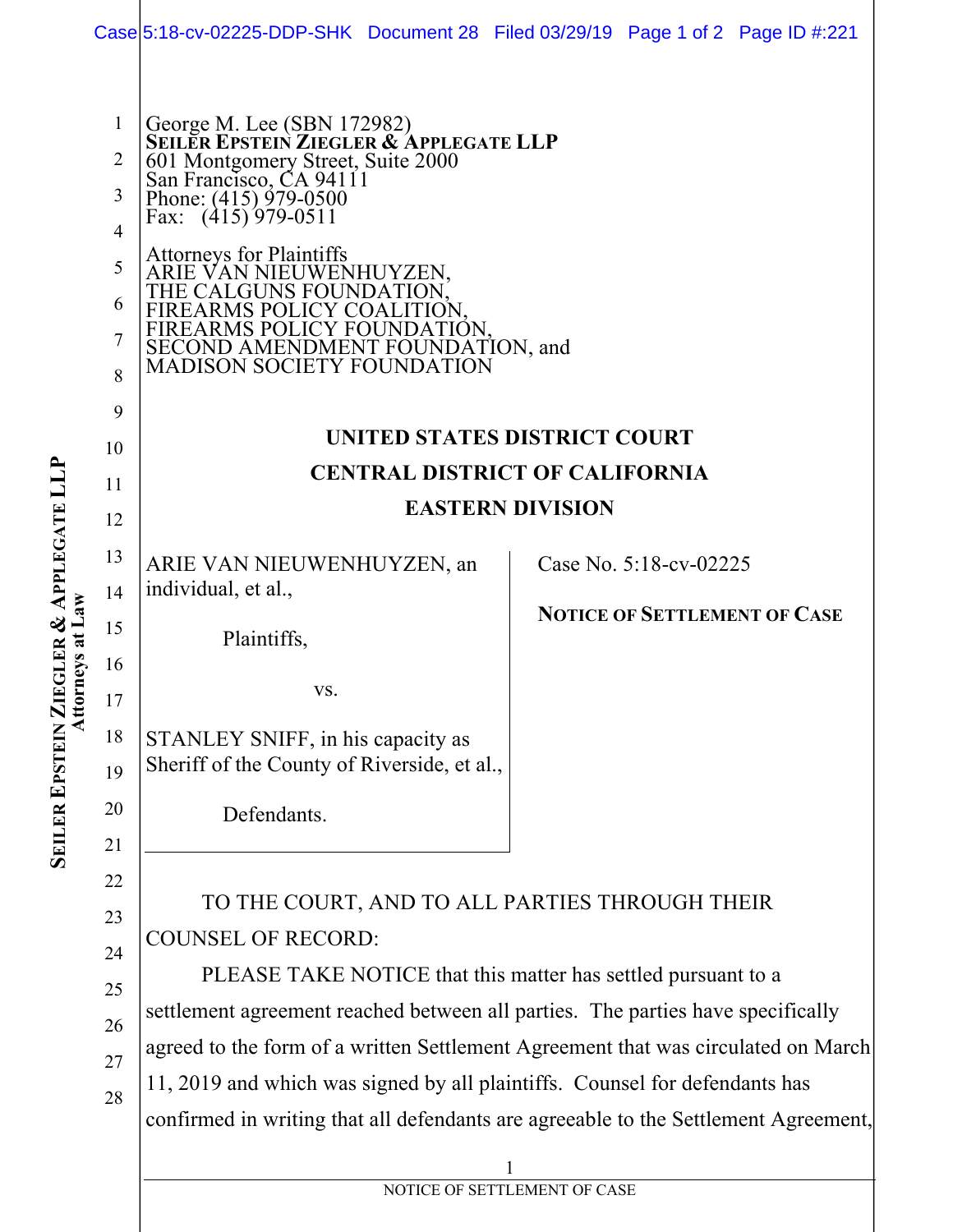George M. Lee (SBN 172982)
**SEILER EPSTEIN ZIEGLER & APPLEGATE LLP**
601 Montgomery Street, Suite 2000
San Francisco, CA 94111
Phone: (415) 979-0500
Fax: (415) 979-0511

Attorneys for Plaintiffs
ARIE VAN NIEUWENHUYZEN,
THE CALGUNS FOUNDATION,
FIREARMS POLICY COALITION,
FIREARMS POLICY FOUNDATION,
SECOND AMENDMENT FOUNDATION, and
MADISON SOCIETY FOUNDATION

**UNITED STATES DISTRICT COURT**

**CENTRAL DISTRICT OF CALIFORNIA**

**EASTERN DIVISION**

| | |
|---|---|
| ARIE VAN NIEUWENHUYZEN, an individual, et al.,<br><br>Plaintiffs,<br><br>vs.<br><br>STANLEY SNIFF, in his capacity as Sheriff of the County of Riverside, et al.,<br><br>Defendants. | Case No. 5:18-cv-02225<br><br>**NOTICE OF SETTLEMENT OF CASE** |

TO THE COURT, AND TO ALL PARTIES THROUGH THEIR COUNSEL OF RECORD:

PLEASE TAKE NOTICE that this matter has settled pursuant to a settlement agreement reached between all parties. The parties have specifically agreed to the form of a written Settlement Agreement that was circulated on March 11, 2019 and which was signed by all plaintiffs. Counsel for defendants has confirmed in writing that all defendants are agreeable to the Settlement Agreement,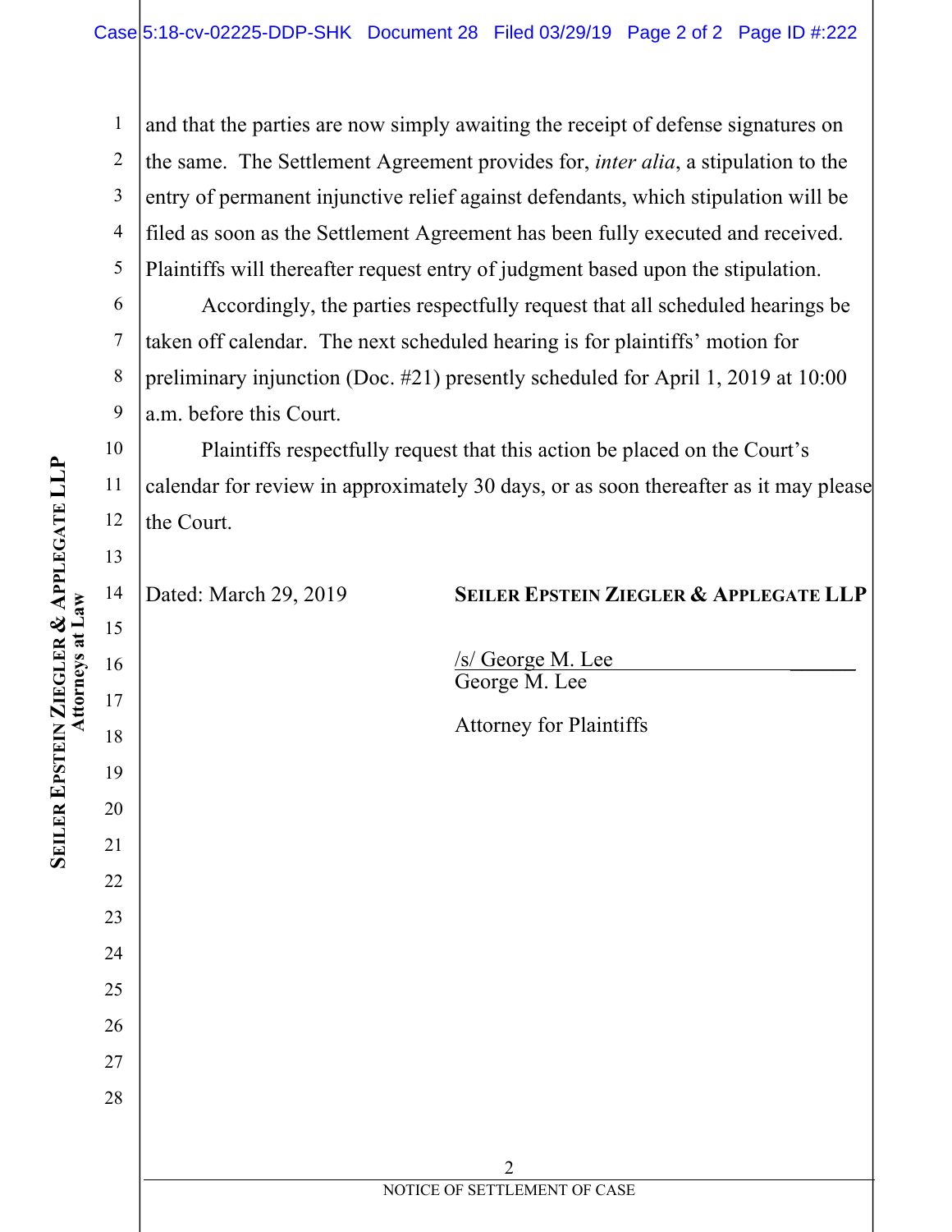and that the parties are now simply awaiting the receipt of defense signatures on the same. The Settlement Agreement provides for, *inter alia*, a stipulation to the entry of permanent injunctive relief against defendants, which stipulation will be filed as soon as the Settlement Agreement has been fully executed and received. Plaintiffs will thereafter request entry of judgment based upon the stipulation.

Accordingly, the parties respectfully request that all scheduled hearings be taken off calendar. The next scheduled hearing is for plaintiffs' motion for preliminary injunction (Doc. #21) presently scheduled for April 1, 2019 at 10:00 a.m. before this Court.

Plaintiffs respectfully request that this action be placed on the Court's calendar for review in approximately 30 days, or as soon thereafter as it may please the Court.

Dated: March 29, 2019

**SEILER EPSTEIN ZIEGLER & APPLEGATE LLP**

/s/ George M. Lee
George M. Lee

Attorney for Plaintiffs